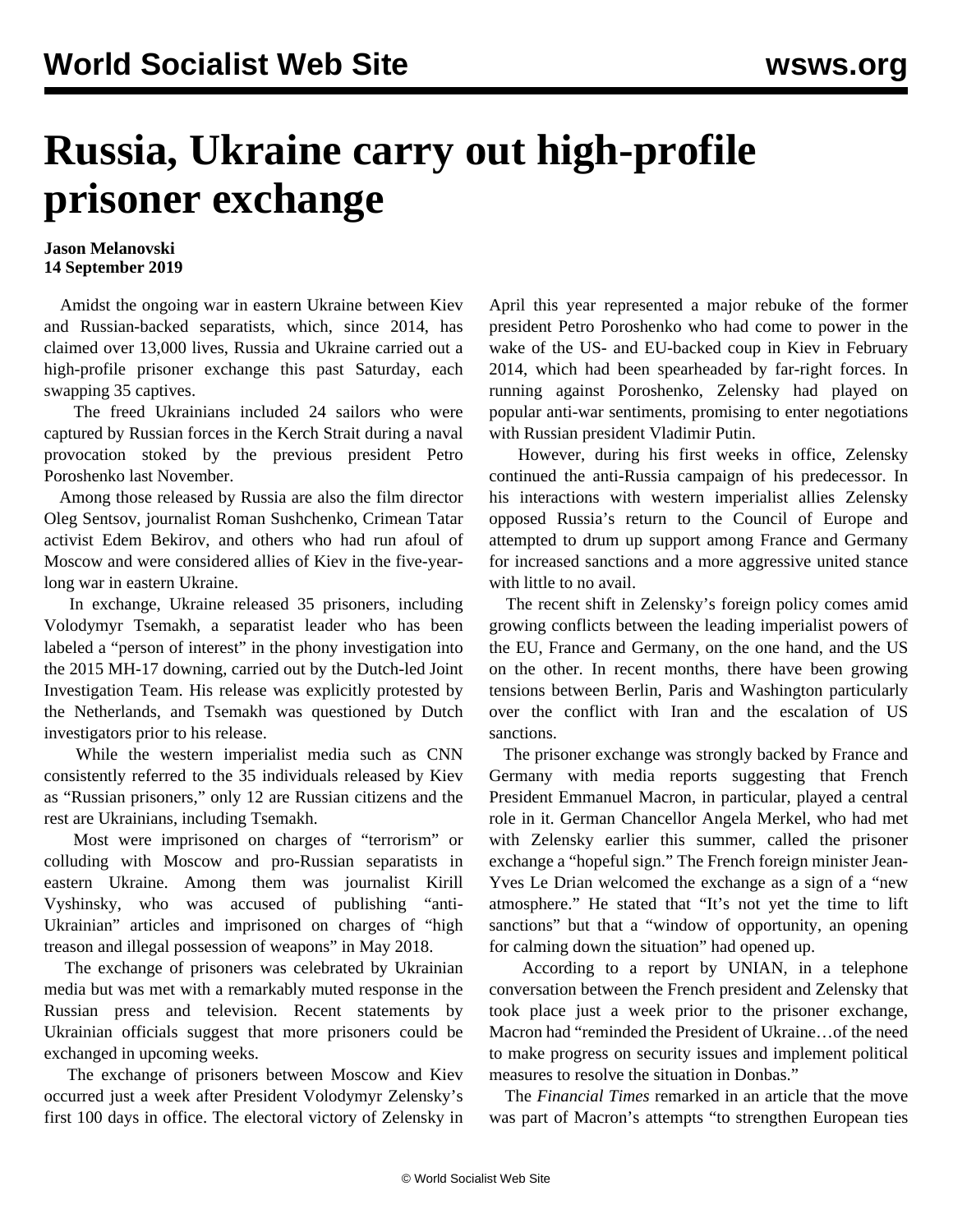# Russia, Ukraine carry out high-profile prisoner exchange

**Jason Melanovski**
**14 September 2019**

Amidst the ongoing war in eastern Ukraine between Kiev and Russian-backed separatists, which, since 2014, has claimed over 13,000 lives, Russia and Ukraine carried out a high-profile prisoner exchange this past Saturday, each swapping 35 captives.

The freed Ukrainians included 24 sailors who were captured by Russian forces in the Kerch Strait during a naval provocation stoked by the previous president Petro Poroshenko last November.

Among those released by Russia are also the film director Oleg Sentsov, journalist Roman Sushchenko, Crimean Tatar activist Edem Bekirov, and others who had run afoul of Moscow and were considered allies of Kiev in the five-year-long war in eastern Ukraine.

In exchange, Ukraine released 35 prisoners, including Volodymyr Tsemakh, a separatist leader who has been labeled a "person of interest" in the phony investigation into the 2015 MH-17 downing, carried out by the Dutch-led Joint Investigation Team. His release was explicitly protested by the Netherlands, and Tsemakh was questioned by Dutch investigators prior to his release.

While the western imperialist media such as CNN consistently referred to the 35 individuals released by Kiev as "Russian prisoners," only 12 are Russian citizens and the rest are Ukrainians, including Tsemakh.

Most were imprisoned on charges of "terrorism" or colluding with Moscow and pro-Russian separatists in eastern Ukraine. Among them was journalist Kirill Vyshinsky, who was accused of publishing "anti-Ukrainian" articles and imprisoned on charges of "high treason and illegal possession of weapons" in May 2018.

The exchange of prisoners was celebrated by Ukrainian media but was met with a remarkably muted response in the Russian press and television. Recent statements by Ukrainian officials suggest that more prisoners could be exchanged in upcoming weeks.

The exchange of prisoners between Moscow and Kiev occurred just a week after President Volodymyr Zelensky's first 100 days in office. The electoral victory of Zelensky in April this year represented a major rebuke of the former president Petro Poroshenko who had come to power in the wake of the US- and EU-backed coup in Kiev in February 2014, which had been spearheaded by far-right forces. In running against Poroshenko, Zelensky had played on popular anti-war sentiments, promising to enter negotiations with Russian president Vladimir Putin.

However, during his first weeks in office, Zelensky continued the anti-Russia campaign of his predecessor. In his interactions with western imperialist allies Zelensky opposed Russia's return to the Council of Europe and attempted to drum up support among France and Germany for increased sanctions and a more aggressive united stance with little to no avail.

The recent shift in Zelensky's foreign policy comes amid growing conflicts between the leading imperialist powers of the EU, France and Germany, on the one hand, and the US on the other. In recent months, there have been growing tensions between Berlin, Paris and Washington particularly over the conflict with Iran and the escalation of US sanctions.

The prisoner exchange was strongly backed by France and Germany with media reports suggesting that French President Emmanuel Macron, in particular, played a central role in it. German Chancellor Angela Merkel, who had met with Zelensky earlier this summer, called the prisoner exchange a "hopeful sign." The French foreign minister Jean-Yves Le Drian welcomed the exchange as a sign of a "new atmosphere." He stated that "It's not yet the time to lift sanctions" but that a "window of opportunity, an opening for calming down the situation" had opened up.

According to a report by UNIAN, in a telephone conversation between the French president and Zelensky that took place just a week prior to the prisoner exchange, Macron had "reminded the President of Ukraine…of the need to make progress on security issues and implement political measures to resolve the situation in Donbas."

The *Financial Times* remarked in an article that the move was part of Macron's attempts "to strengthen European ties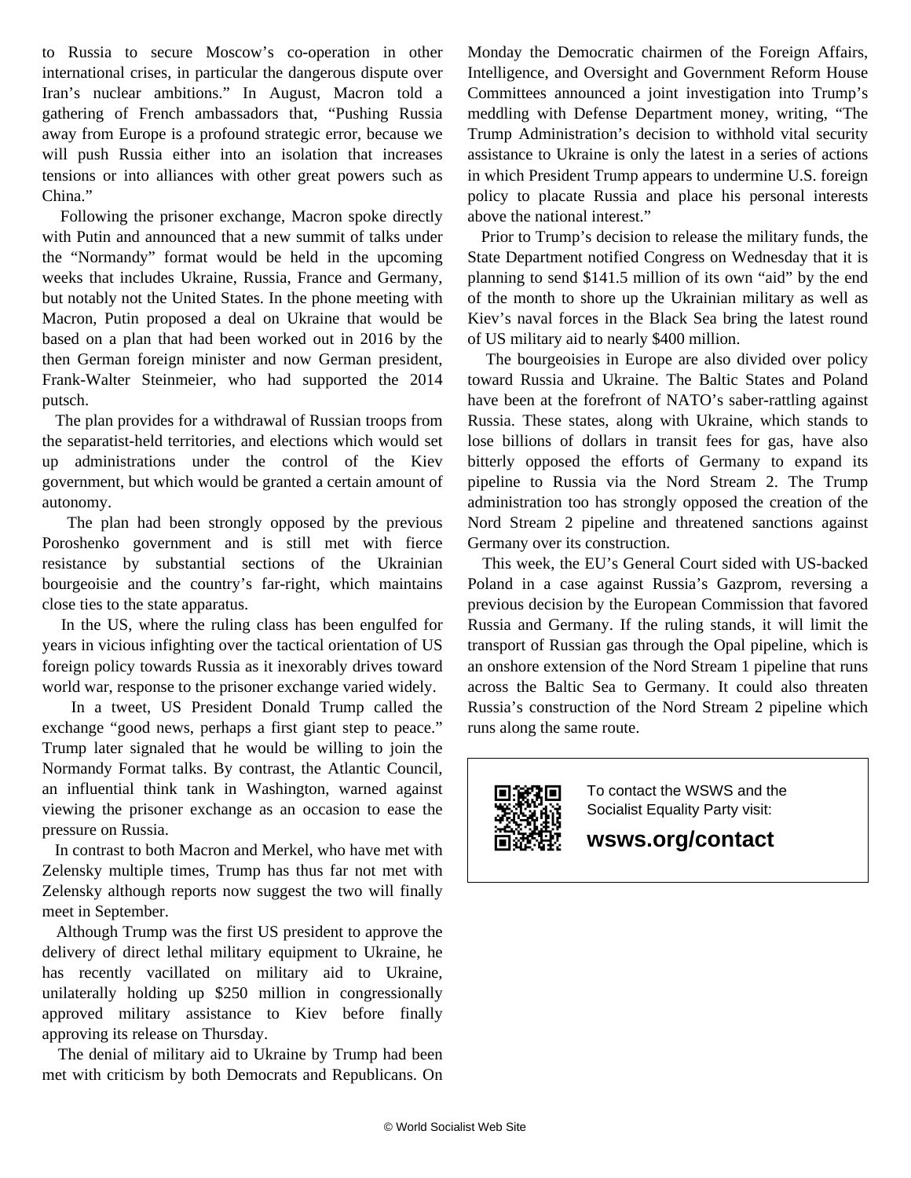to Russia to secure Moscow's co-operation in other international crises, in particular the dangerous dispute over Iran's nuclear ambitions." In August, Macron told a gathering of French ambassadors that, "Pushing Russia away from Europe is a profound strategic error, because we will push Russia either into an isolation that increases tensions or into alliances with other great powers such as China."

Following the prisoner exchange, Macron spoke directly with Putin and announced that a new summit of talks under the "Normandy" format would be held in the upcoming weeks that includes Ukraine, Russia, France and Germany, but notably not the United States. In the phone meeting with Macron, Putin proposed a deal on Ukraine that would be based on a plan that had been worked out in 2016 by the then German foreign minister and now German president, Frank-Walter Steinmeier, who had supported the 2014 putsch.

The plan provides for a withdrawal of Russian troops from the separatist-held territories, and elections which would set up administrations under the control of the Kiev government, but which would be granted a certain amount of autonomy.

The plan had been strongly opposed by the previous Poroshenko government and is still met with fierce resistance by substantial sections of the Ukrainian bourgeoisie and the country's far-right, which maintains close ties to the state apparatus.

In the US, where the ruling class has been engulfed for years in vicious infighting over the tactical orientation of US foreign policy towards Russia as it inexorably drives toward world war, response to the prisoner exchange varied widely.

In a tweet, US President Donald Trump called the exchange "good news, perhaps a first giant step to peace." Trump later signaled that he would be willing to join the Normandy Format talks. By contrast, the Atlantic Council, an influential think tank in Washington, warned against viewing the prisoner exchange as an occasion to ease the pressure on Russia.

In contrast to both Macron and Merkel, who have met with Zelensky multiple times, Trump has thus far not met with Zelensky although reports now suggest the two will finally meet in September.

Although Trump was the first US president to approve the delivery of direct lethal military equipment to Ukraine, he has recently vacillated on military aid to Ukraine, unilaterally holding up $250 million in congressionally approved military assistance to Kiev before finally approving its release on Thursday.

The denial of military aid to Ukraine by Trump had been met with criticism by both Democrats and Republicans. On Monday the Democratic chairmen of the Foreign Affairs, Intelligence, and Oversight and Government Reform House Committees announced a joint investigation into Trump's meddling with Defense Department money, writing, "The Trump Administration's decision to withhold vital security assistance to Ukraine is only the latest in a series of actions in which President Trump appears to undermine U.S. foreign policy to placate Russia and place his personal interests above the national interest."

Prior to Trump's decision to release the military funds, the State Department notified Congress on Wednesday that it is planning to send $141.5 million of its own "aid" by the end of the month to shore up the Ukrainian military as well as Kiev's naval forces in the Black Sea bring the latest round of US military aid to nearly $400 million.

The bourgeoisies in Europe are also divided over policy toward Russia and Ukraine. The Baltic States and Poland have been at the forefront of NATO's saber-rattling against Russia. These states, along with Ukraine, which stands to lose billions of dollars in transit fees for gas, have also bitterly opposed the efforts of Germany to expand its pipeline to Russia via the Nord Stream 2. The Trump administration too has strongly opposed the creation of the Nord Stream 2 pipeline and threatened sanctions against Germany over its construction.

This week, the EU's General Court sided with US-backed Poland in a case against Russia's Gazprom, reversing a previous decision by the European Commission that favored Russia and Germany. If the ruling stands, it will limit the transport of Russian gas through the Opal pipeline, which is an onshore extension of the Nord Stream 1 pipeline that runs across the Baltic Sea to Germany. It could also threaten Russia's construction of the Nord Stream 2 pipeline which runs along the same route.

To contact the WSWS and the Socialist Equality Party visit:

**wsws.org/contact**